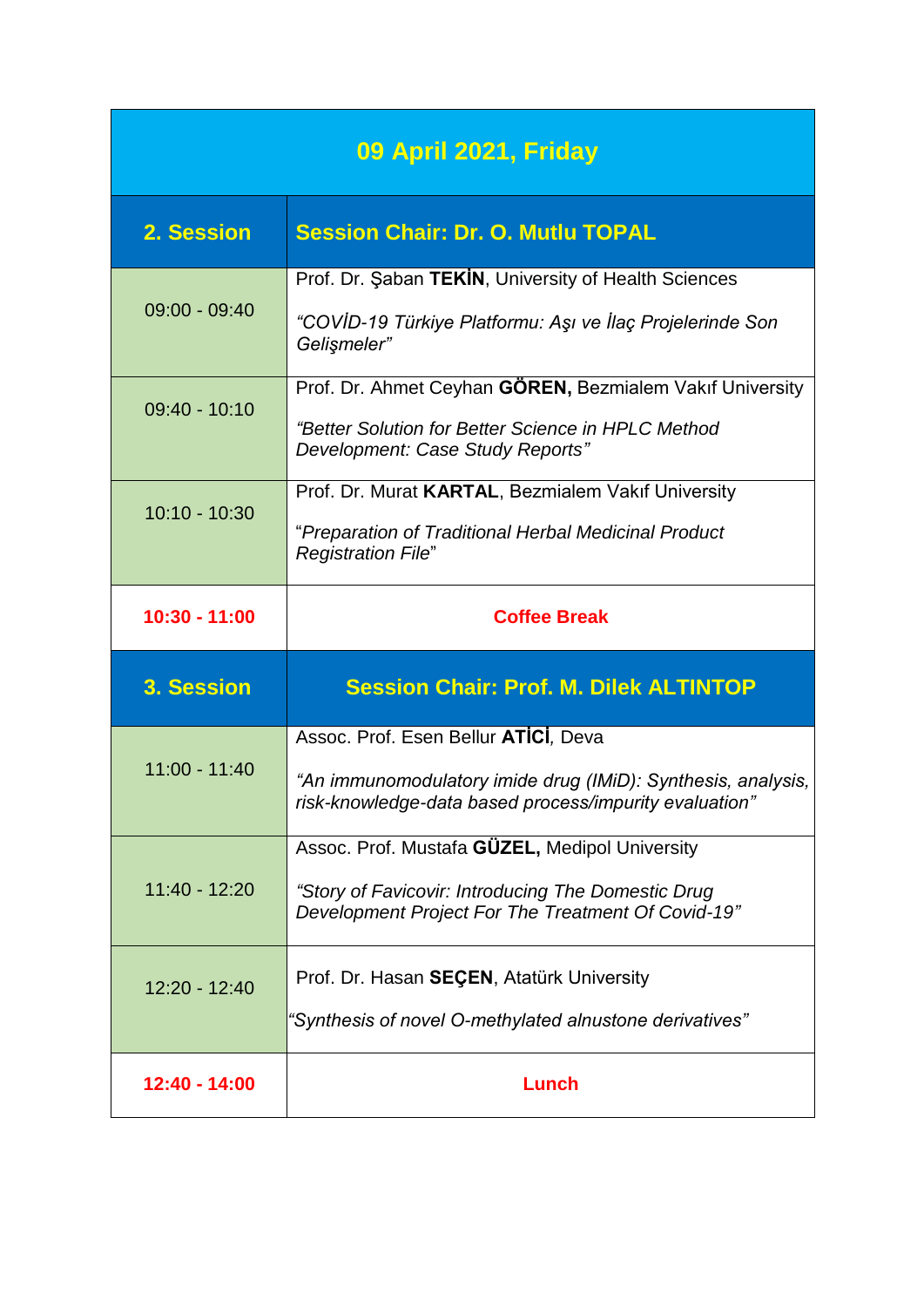| 09 April 2021, Friday | |
|---|---|
| **2. Session** | **Session Chair: Dr. O. Mutlu TOPAL** |
| 09:00 - 09:40 | Prof. Dr. Şaban **TEKİN**, University of Health Sciences<br><br>*"COVİD-19 Türkiye Platformu: Aşı ve İlaç Projelerinde Son Gelişmeler"* |
| 09:40 - 10:10 | Prof. Dr. Ahmet Ceyhan **GÖREN,** Bezmialem Vakıf University<br><br>*"Better Solution for Better Science in HPLC Method Development: Case Study Reports"* |
| 10:10 - 10:30 | Prof. Dr. Murat **KARTAL**, Bezmialem Vakıf University<br><br>"*Preparation of Traditional Herbal Medicinal Product Registration File*" |
| **10:30 - 11:00** | **Coffee Break** |
| **3. Session** | **Session Chair: Prof. M. Dilek ALTINTOP** |
| 11:00 - 11:40 | Assoc. Prof. Esen Bellur **ATİCİ**, Deva<br><br>*"An immunomodulatory imide drug (IMiD): Synthesis, analysis, risk-knowledge-data based process/impurity evaluation"* |
| 11:40 - 12:20 | Assoc. Prof. Mustafa **GÜZEL,** Medipol University<br><br>*"Story of Favicovir: Introducing The Domestic Drug Development Project For The Treatment Of Covid-19"* |
| 12:20 - 12:40 | Prof. Dr. Hasan **SEÇEN**, Atatürk University<br><br>*"Synthesis of novel O-methylated alnustone derivatives"* |
| **12:40 - 14:00** | **Lunch** |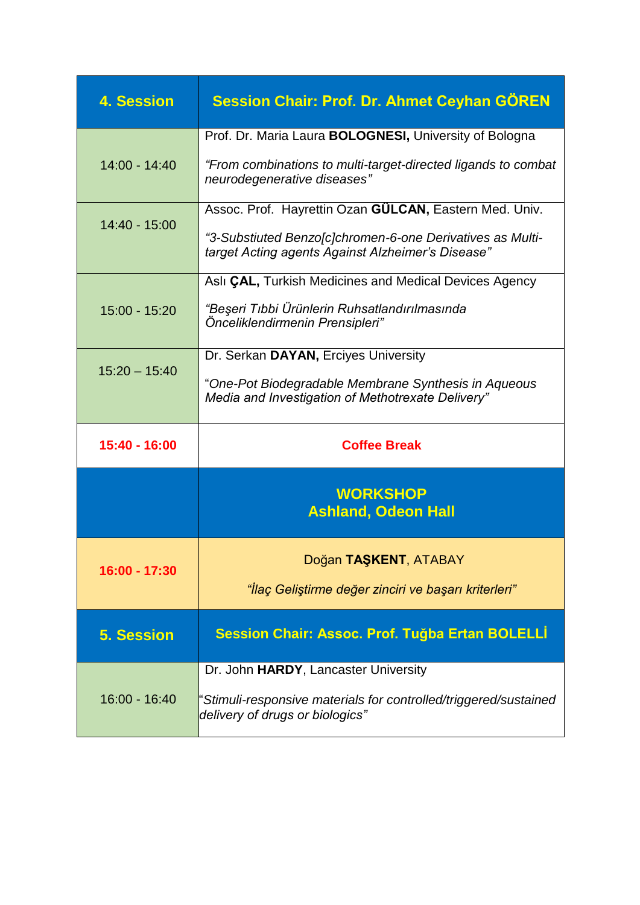| 4. Session | Session Chair: Prof. Dr. Ahmet Ceyhan GÖREN |
|---|---|
| 14:00 - 14:40 | Prof. Dr. Maria Laura **BOLOGNESI,** University of Bologna<br><br>*"From combinations to multi-target-directed ligands to combat neurodegenerative diseases"* |
| 14:40 - 15:00 | Assoc. Prof. Hayrettin Ozan **GÜLCAN,** Eastern Med. Univ.<br><br>*"3-Substiuted Benzo[c]chromen-6-one Derivatives as Multi-target Acting agents Against Alzheimer's Disease"* |
| 15:00 - 15:20 | Aslı **ÇAL,** Turkish Medicines and Medical Devices Agency<br><br>*"Beşeri Tıbbi Ürünlerin Ruhsatlandırılmasında Önceliklendirmenin Prensipleri"* |
| 15:20 – 15:40 | Dr. Serkan **DAYAN,** Erciyes University<br><br>"*One-Pot Biodegradable Membrane Synthesis in Aqueous Media and Investigation of Methotrexate Delivery"* |
| **15:40 - 16:00** | **Coffee Break** |
| | **WORKSHOP**<br>**Ashland, Odeon Hall** |
| **16:00 - 17:30** | Doğan **TAŞKENT**, ATABAY<br><br>*"İlaç Geliştirme değer zinciri ve başarı kriterleri"* |
| **5. Session** | **Session Chair: Assoc. Prof. Tuğba Ertan BOLELLİ** |
| 16:00 - 16:40 | Dr. John **HARDY**, Lancaster University<br><br>"*Stimuli-responsive materials for controlled/triggered/sustained delivery of drugs or biologics"* |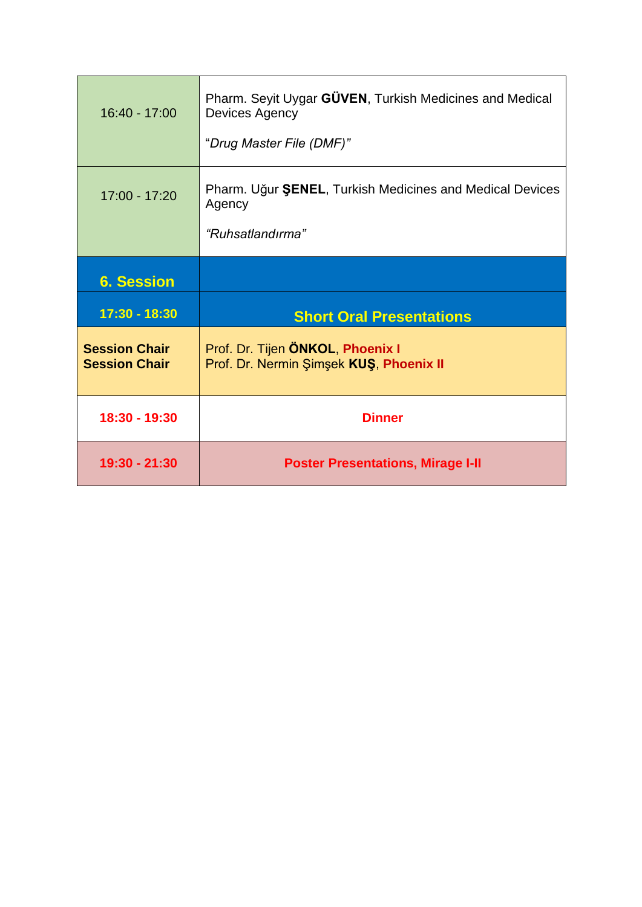| | |
|---|---|
| 16:40 - 17:00 | Pharm. Seyit Uygar **GÜVEN**, Turkish Medicines and Medical Devices Agency<br><br>"*Drug Master File (DMF)"* |
| 17:00 - 17:20 | Pharm. Uğur **ŞENEL**, Turkish Medicines and Medical Devices Agency<br><br>*"Ruhsatlandırma"* |
| **6. Session** | |
| **17:30 - 18:30** | **Short Oral Presentations** |
| **Session Chair**<br>**Session Chair** | Prof. Dr. Tijen **ÖNKOL**, **Phoenix I**<br>Prof. Dr. Nermin Şimşek **KUŞ**, **Phoenix II** |
| **18:30 - 19:30** | **Dinner** |
| **19:30 - 21:30** | **Poster Presentations, Mirage I-II** |